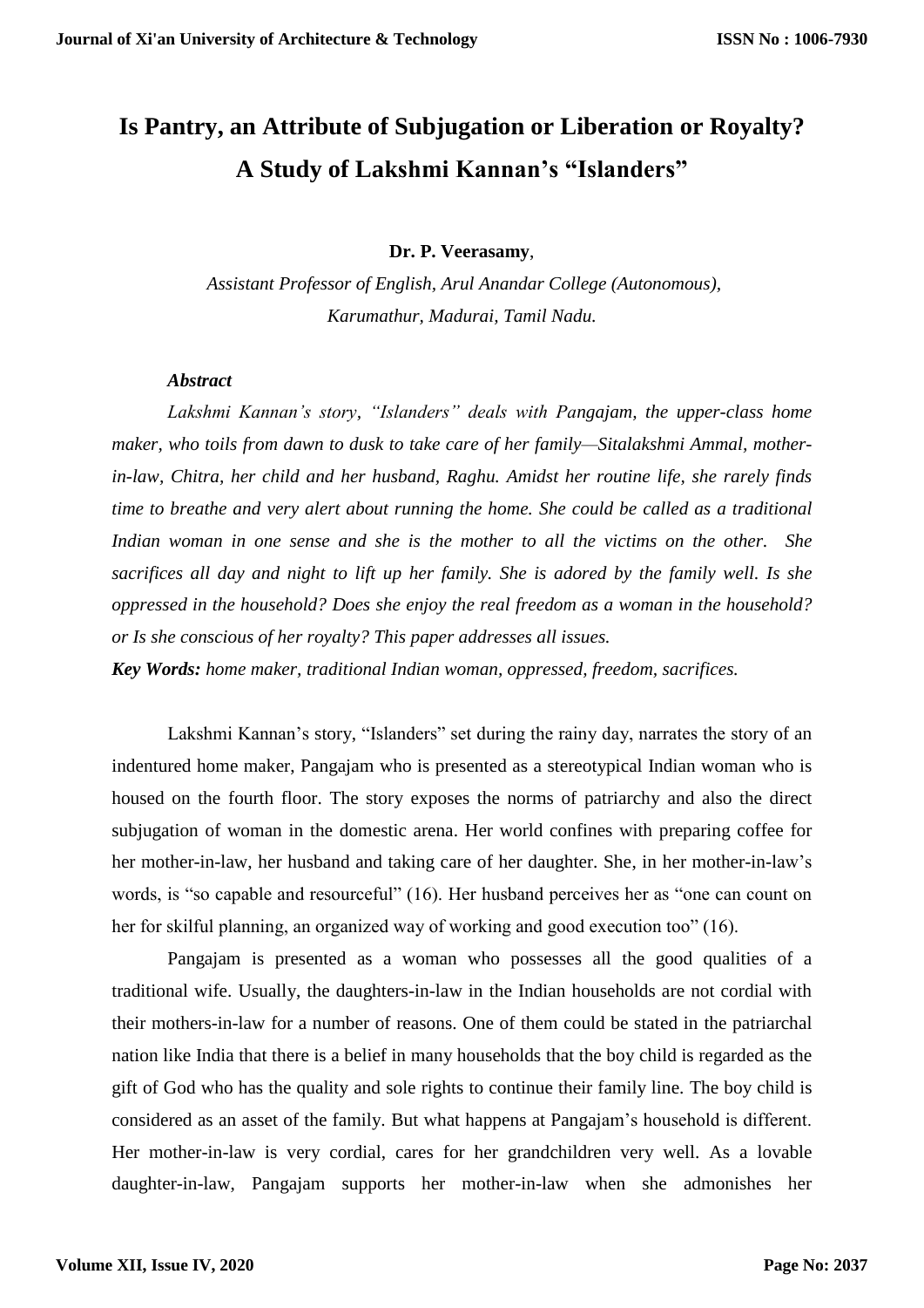# Is Pantry, an Attribute of Subjugation or Liberation or Royalty? A Study of Lakshmi Kannan's "Islanders"

**Dr. P. Veerasamy**,

*Assistant Professor of English, Arul Anandar College (Autonomous), Karumathur, Madurai, Tamil Nadu.*

***Abstract***

*Lakshmi Kannan's story, "Islanders" deals with Pangajam, the upper-class home maker, who toils from dawn to dusk to take care of her family—Sitalakshmi Ammal, mother-in-law, Chitra, her child and her husband, Raghu. Amidst her routine life, she rarely finds time to breathe and very alert about running the home. She could be called as a traditional Indian woman in one sense and she is the mother to all the victims on the other. She sacrifices all day and night to lift up her family. She is adored by the family well. Is she oppressed in the household? Does she enjoy the real freedom as a woman in the household? or Is she conscious of her royalty? This paper addresses all issues.*

***Key Words:*** *home maker, traditional Indian woman, oppressed, freedom, sacrifices.*

Lakshmi Kannan's story, "Islanders" set during the rainy day, narrates the story of an indentured home maker, Pangajam who is presented as a stereotypical Indian woman who is housed on the fourth floor. The story exposes the norms of patriarchy and also the direct subjugation of woman in the domestic arena. Her world confines with preparing coffee for her mother-in-law, her husband and taking care of her daughter. She, in her mother-in-law's words, is "so capable and resourceful" (16). Her husband perceives her as "one can count on her for skilful planning, an organized way of working and good execution too" (16).

Pangajam is presented as a woman who possesses all the good qualities of a traditional wife. Usually, the daughters-in-law in the Indian households are not cordial with their mothers-in-law for a number of reasons. One of them could be stated in the patriarchal nation like India that there is a belief in many households that the boy child is regarded as the gift of God who has the quality and sole rights to continue their family line. The boy child is considered as an asset of the family. But what happens at Pangajam's household is different. Her mother-in-law is very cordial, cares for her grandchildren very well. As a lovable daughter-in-law, Pangajam supports her mother-in-law when she admonishes her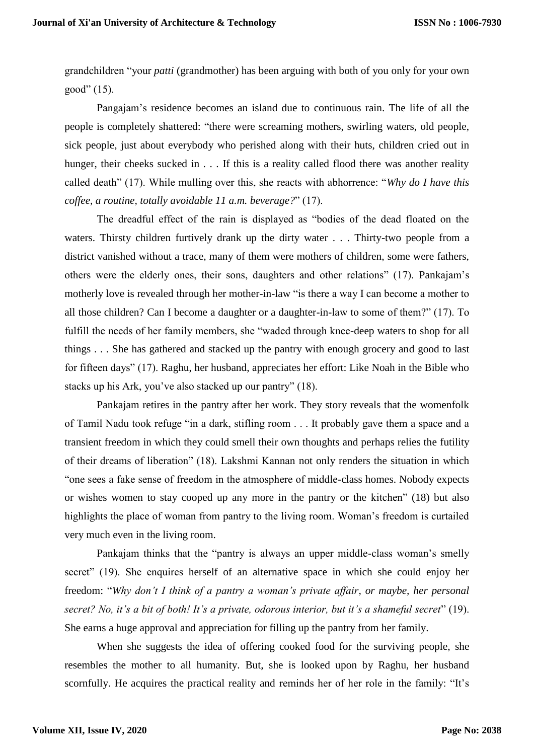grandchildren "your *patti* (grandmother) has been arguing with both of you only for your own good" (15).

Pangajam's residence becomes an island due to continuous rain. The life of all the people is completely shattered: "there were screaming mothers, swirling waters, old people, sick people, just about everybody who perished along with their huts, children cried out in hunger, their cheeks sucked in . . . If this is a reality called flood there was another reality called death" (17). While mulling over this, she reacts with abhorrence: "*Why do I have this coffee, a routine, totally avoidable 11 a.m. beverage?*" (17).

The dreadful effect of the rain is displayed as "bodies of the dead floated on the waters. Thirsty children furtively drank up the dirty water . . . Thirty-two people from a district vanished without a trace, many of them were mothers of children, some were fathers, others were the elderly ones, their sons, daughters and other relations" (17). Pankajam's motherly love is revealed through her mother-in-law "is there a way I can become a mother to all those children? Can I become a daughter or a daughter-in-law to some of them?" (17). To fulfill the needs of her family members, she "waded through knee-deep waters to shop for all things . . . She has gathered and stacked up the pantry with enough grocery and good to last for fifteen days" (17). Raghu, her husband, appreciates her effort: Like Noah in the Bible who stacks up his Ark, you've also stacked up our pantry" (18).

Pankajam retires in the pantry after her work. They story reveals that the womenfolk of Tamil Nadu took refuge "in a dark, stifling room . . . It probably gave them a space and a transient freedom in which they could smell their own thoughts and perhaps relies the futility of their dreams of liberation" (18). Lakshmi Kannan not only renders the situation in which "one sees a fake sense of freedom in the atmosphere of middle-class homes. Nobody expects or wishes women to stay cooped up any more in the pantry or the kitchen" (18) but also highlights the place of woman from pantry to the living room. Woman's freedom is curtailed very much even in the living room.

Pankajam thinks that the "pantry is always an upper middle-class woman's smelly secret" (19). She enquires herself of an alternative space in which she could enjoy her freedom: "*Why don't I think of a pantry a woman's private affair, or maybe, her personal secret? No, it's a bit of both! It's a private, odorous interior, but it's a shameful secret*" (19). She earns a huge approval and appreciation for filling up the pantry from her family.

When she suggests the idea of offering cooked food for the surviving people, she resembles the mother to all humanity. But, she is looked upon by Raghu, her husband scornfully. He acquires the practical reality and reminds her of her role in the family: "It's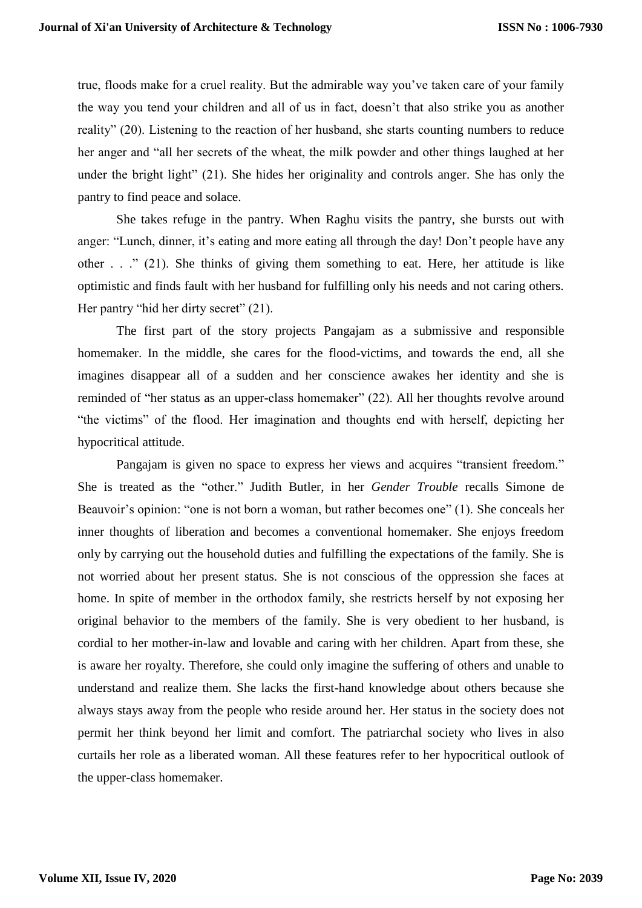true, floods make for a cruel reality. But the admirable way you've taken care of your family the way you tend your children and all of us in fact, doesn't that also strike you as another reality" (20). Listening to the reaction of her husband, she starts counting numbers to reduce her anger and "all her secrets of the wheat, the milk powder and other things laughed at her under the bright light" (21). She hides her originality and controls anger. She has only the pantry to find peace and solace.

She takes refuge in the pantry. When Raghu visits the pantry, she bursts out with anger: "Lunch, dinner, it's eating and more eating all through the day! Don't people have any other . . ." (21). She thinks of giving them something to eat. Here, her attitude is like optimistic and finds fault with her husband for fulfilling only his needs and not caring others. Her pantry "hid her dirty secret" (21).

The first part of the story projects Pangajam as a submissive and responsible homemaker. In the middle, she cares for the flood-victims, and towards the end, all she imagines disappear all of a sudden and her conscience awakes her identity and she is reminded of "her status as an upper-class homemaker" (22). All her thoughts revolve around "the victims" of the flood. Her imagination and thoughts end with herself, depicting her hypocritical attitude.

Pangajam is given no space to express her views and acquires "transient freedom." She is treated as the "other." Judith Butler, in her *Gender Trouble* recalls Simone de Beauvoir's opinion: "one is not born a woman, but rather becomes one" (1). She conceals her inner thoughts of liberation and becomes a conventional homemaker. She enjoys freedom only by carrying out the household duties and fulfilling the expectations of the family. She is not worried about her present status. She is not conscious of the oppression she faces at home. In spite of member in the orthodox family, she restricts herself by not exposing her original behavior to the members of the family. She is very obedient to her husband, is cordial to her mother-in-law and lovable and caring with her children. Apart from these, she is aware her royalty. Therefore, she could only imagine the suffering of others and unable to understand and realize them. She lacks the first-hand knowledge about others because she always stays away from the people who reside around her. Her status in the society does not permit her think beyond her limit and comfort. The patriarchal society who lives in also curtails her role as a liberated woman. All these features refer to her hypocritical outlook of the upper-class homemaker.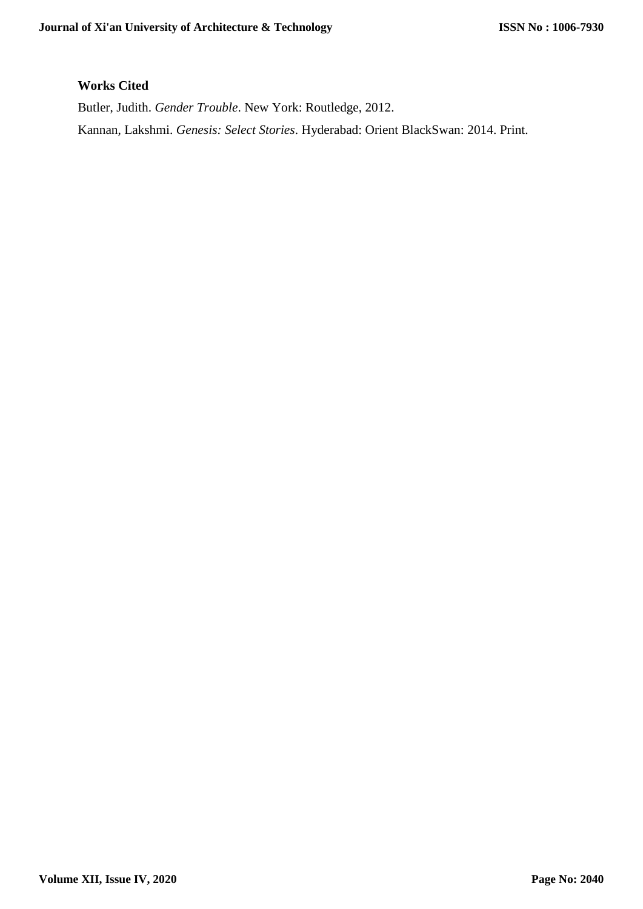**Works Cited**

Butler, Judith. *Gender Trouble*. New York: Routledge, 2012.

Kannan, Lakshmi. *Genesis: Select Stories*. Hyderabad: Orient BlackSwan: 2014. Print.